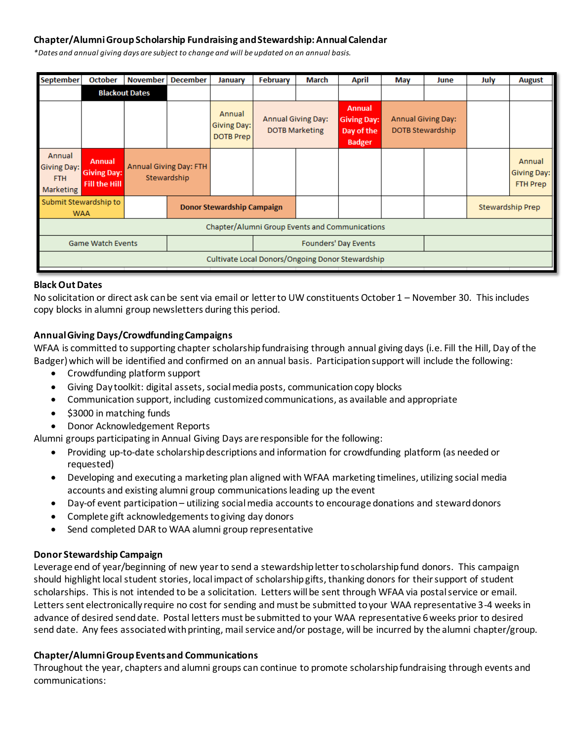### Chapter/Alumni Group Scholarship Fundraising and Stewardship: Annual Calendar

*\*Dates and annual giving days are subject to change and will be updated on an annual basis.*

| September | October | November | December | January | February | March | April | May | June | July | August |
|---|---|---|---|---|---|---|---|---|---|---|---|
| | Blackout Dates | | | | | | | | | | |
| | | | | Annual Giving Day: DOTB Prep | Annual Giving Day: DOTB Marketing | | Annual Giving Day: Day of the Badger | Annual Giving Day: DOTB Stewardship | | | |
| Annual Giving Day: FTH Marketing | Annual Giving Day: Fill the Hill | Annual Giving Day: FTH Stewardship | | | | | | | | | Annual Giving Day: FTH Prep |
| Submit Stewardship to WAA | | | Donor Stewardship Campaign | | | | | | | Stewardship Prep | |
| Chapter/Alumni Group Events and Communications | | | | | | | | | | | |
| Game Watch Events | | | | Founders' Day Events | | | | | | | |
| Cultivate Local Donors/Ongoing Donor Stewardship | | | | | | | | | | | |

**Black Out Dates**

No solicitation or direct ask can be sent via email or letter to UW constituents October 1 – November 30. This includes copy blocks in alumni group newsletters during this period.

**Annual Giving Days/Crowdfunding Campaigns**

WFAA is committed to supporting chapter scholarship fundraising through annual giving days (i.e. Fill the Hill, Day of the Badger) which will be identified and confirmed on an annual basis. Participation support will include the following:

- Crowdfunding platform support
- Giving Day toolkit: digital assets, social media posts, communication copy blocks
- Communication support, including customized communications, as available and appropriate
- $3000 in matching funds
- Donor Acknowledgement Reports

Alumni groups participating in Annual Giving Days are responsible for the following:

- Providing up-to-date scholarship descriptions and information for crowdfunding platform (as needed or requested)
- Developing and executing a marketing plan aligned with WFAA marketing timelines, utilizing social media accounts and existing alumni group communications leading up the event
- Day-of event participation – utilizing social media accounts to encourage donations and steward donors
- Complete gift acknowledgements to giving day donors
- Send completed DAR to WAA alumni group representative

**Donor Stewardship Campaign**

Leverage end of year/beginning of new year to send a stewardship letter to scholarship fund donors. This campaign should highlight local student stories, local impact of scholarship gifts, thanking donors for their support of student scholarships. This is not intended to be a solicitation. Letters will be sent through WFAA via postal service or email. Letters sent electronically require no cost for sending and must be submitted to your WAA representative 3-4 weeks in advance of desired send date. Postal letters must be submitted to your WAA representative 6 weeks prior to desired send date. Any fees associated with printing, mail service and/or postage, will be incurred by the alumni chapter/group.

**Chapter/Alumni Group Events and Communications**

Throughout the year, chapters and alumni groups can continue to promote scholarship fundraising through events and communications: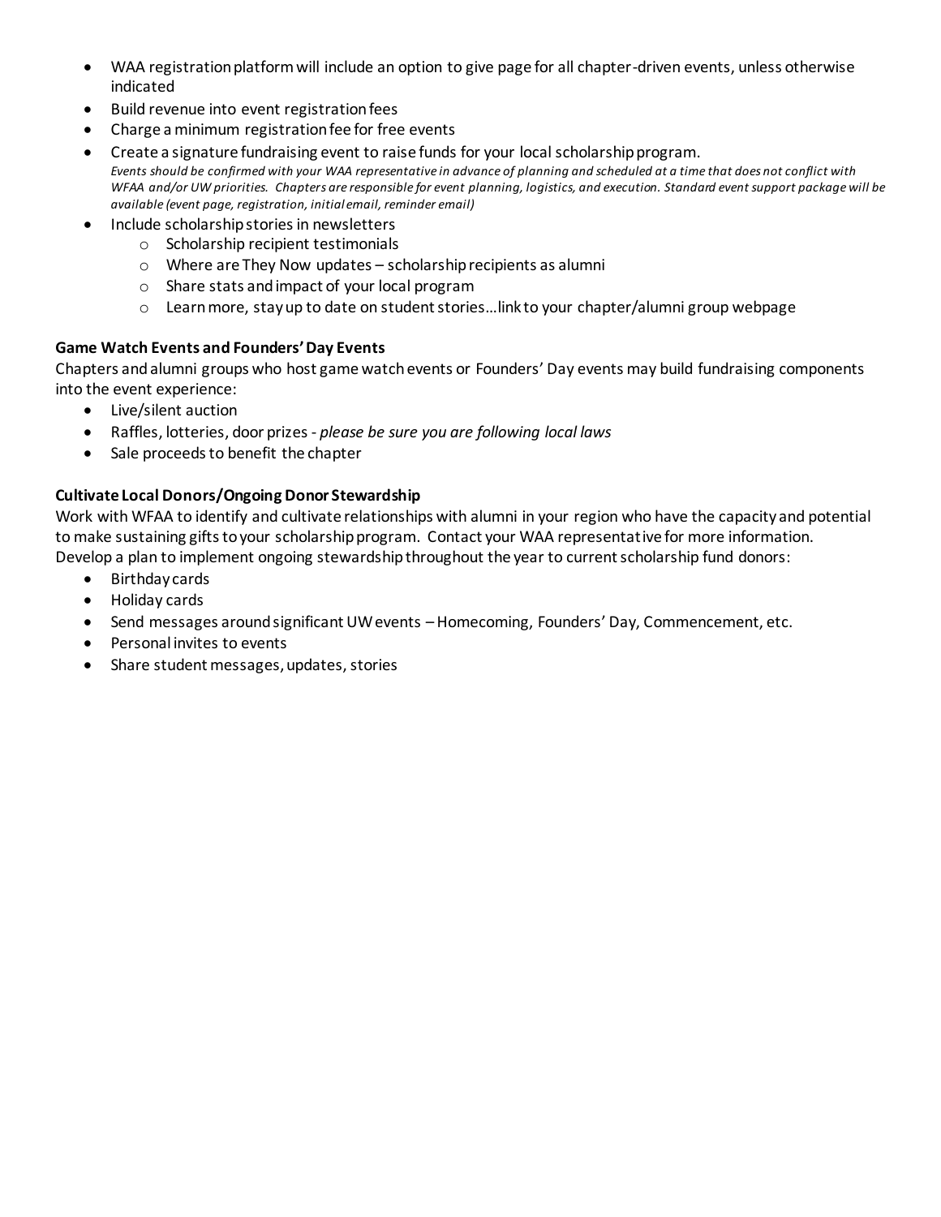- WAA registration platform will include an option to give page for all chapter-driven events, unless otherwise indicated
- Build revenue into event registration fees
- Charge a minimum registration fee for free events
- Create a signature fundraising event to raise funds for your local scholarship program.
  *Events should be confirmed with your WAA representative in advance of planning and scheduled at a time that does not conflict with WFAA and/or UW priorities. Chapters are responsible for event planning, logistics, and execution. Standard event support package will be available (event page, registration, initial email, reminder email)*
- Include scholarship stories in newsletters
  - Scholarship recipient testimonials
  - Where are They Now updates – scholarship recipients as alumni
  - Share stats and impact of your local program
  - Learn more, stay up to date on student stories…link to your chapter/alumni group webpage

**Game Watch Events and Founders' Day Events**

Chapters and alumni groups who host game watch events or Founders' Day events may build fundraising components into the event experience:

- Live/silent auction
- Raffles, lotteries, door prizes - *please be sure you are following local laws*
- Sale proceeds to benefit the chapter

**Cultivate Local Donors/Ongoing Donor Stewardship**

Work with WFAA to identify and cultivate relationships with alumni in your region who have the capacity and potential to make sustaining gifts to your scholarship program. Contact your WAA representative for more information. Develop a plan to implement ongoing stewardship throughout the year to current scholarship fund donors:

- Birthday cards
- Holiday cards
- Send messages around significant UW events – Homecoming, Founders' Day, Commencement, etc.
- Personal invites to events
- Share student messages, updates, stories